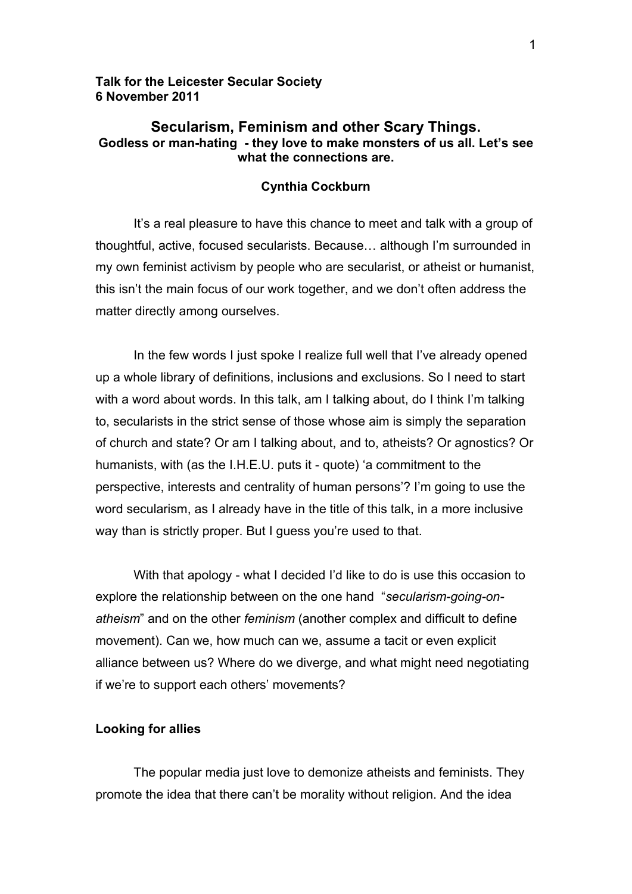**Talk for the Leicester Secular Society**
**6 November 2011**

# Secularism, Feminism and other Scary Things.

**Godless or man-hating - they love to make monsters of us all. Let's see what the connections are.**

**Cynthia Cockburn**

It's a real pleasure to have this chance to meet and talk with a group of thoughtful, active, focused secularists. Because… although I'm surrounded in my own feminist activism by people who are secularist, or atheist or humanist, this isn't the main focus of our work together, and we don't often address the matter directly among ourselves.

In the few words I just spoke I realize full well that I've already opened up a whole library of definitions, inclusions and exclusions. So I need to start with a word about words. In this talk, am I talking about, do I think I'm talking to, secularists in the strict sense of those whose aim is simply the separation of church and state? Or am I talking about, and to, atheists? Or agnostics? Or humanists, with (as the I.H.E.U. puts it - quote) 'a commitment to the perspective, interests and centrality of human persons'? I'm going to use the word secularism, as I already have in the title of this talk, in a more inclusive way than is strictly proper. But I guess you're used to that.

With that apology - what I decided I'd like to do is use this occasion to explore the relationship between on the one hand "*secularism-going-on-atheism*" and on the other *feminism* (another complex and difficult to define movement). Can we, how much can we, assume a tacit or even explicit alliance between us? Where do we diverge, and what might need negotiating if we're to support each others' movements?

## Looking for allies

The popular media just love to demonize atheists and feminists. They promote the idea that there can't be morality without religion. And the idea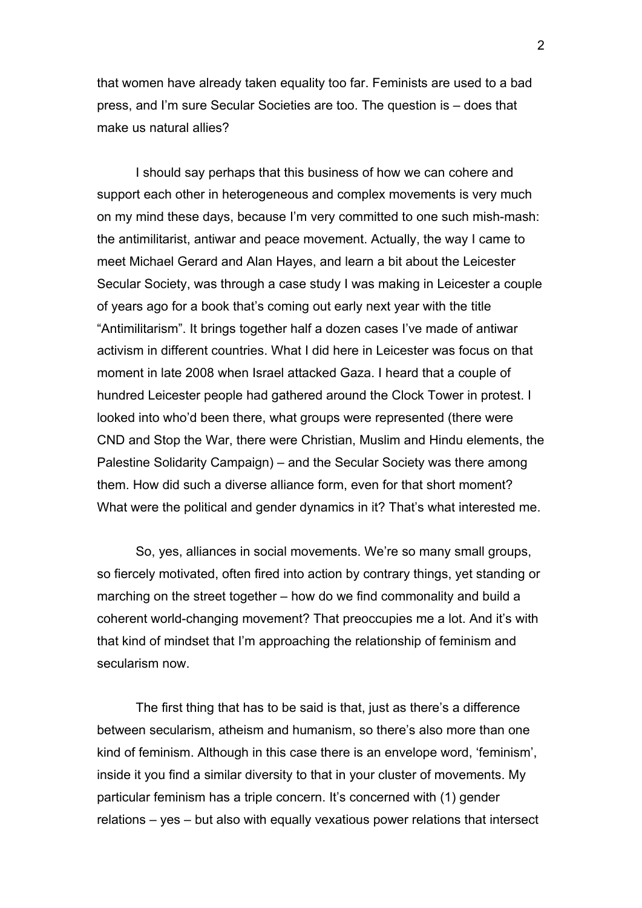that women have already taken equality too far. Feminists are used to a bad press, and I'm sure Secular Societies are too. The question is – does that make us natural allies?

I should say perhaps that this business of how we can cohere and support each other in heterogeneous and complex movements is very much on my mind these days, because I'm very committed to one such mish-mash: the antimilitarist, antiwar and peace movement. Actually, the way I came to meet Michael Gerard and Alan Hayes, and learn a bit about the Leicester Secular Society, was through a case study I was making in Leicester a couple of years ago for a book that's coming out early next year with the title "Antimilitarism". It brings together half a dozen cases I've made of antiwar activism in different countries. What I did here in Leicester was focus on that moment in late 2008 when Israel attacked Gaza. I heard that a couple of hundred Leicester people had gathered around the Clock Tower in protest. I looked into who'd been there, what groups were represented (there were CND and Stop the War, there were Christian, Muslim and Hindu elements, the Palestine Solidarity Campaign) – and the Secular Society was there among them. How did such a diverse alliance form, even for that short moment? What were the political and gender dynamics in it? That's what interested me.

So, yes, alliances in social movements. We're so many small groups, so fiercely motivated, often fired into action by contrary things, yet standing or marching on the street together – how do we find commonality and build a coherent world-changing movement? That preoccupies me a lot. And it's with that kind of mindset that I'm approaching the relationship of feminism and secularism now.

The first thing that has to be said is that, just as there's a difference between secularism, atheism and humanism, so there's also more than one kind of feminism. Although in this case there is an envelope word, 'feminism', inside it you find a similar diversity to that in your cluster of movements. My particular feminism has a triple concern. It's concerned with (1) gender relations – yes – but also with equally vexatious power relations that intersect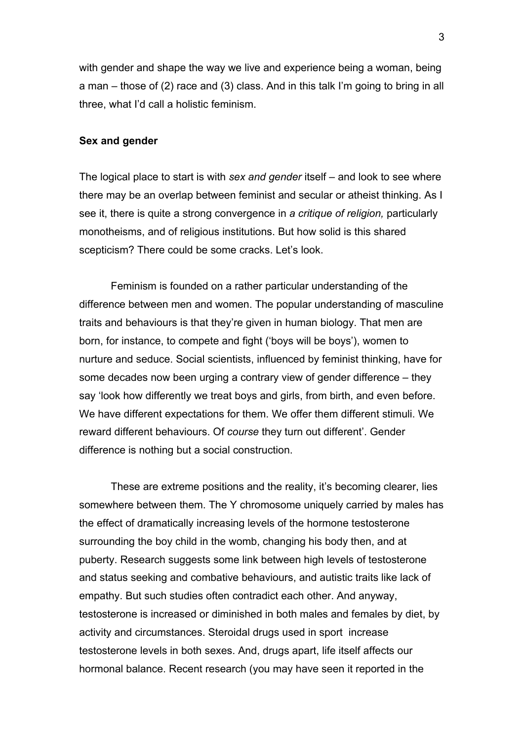with gender and shape the way we live and experience being a woman, being a man – those of (2) race and (3) class. And in this talk I'm going to bring in all three, what I'd call a holistic feminism.

## Sex and gender

The logical place to start is with *sex and gender* itself – and look to see where there may be an overlap between feminist and secular or atheist thinking. As I see it, there is quite a strong convergence in *a critique of religion,* particularly monotheisms, and of religious institutions. But how solid is this shared scepticism? There could be some cracks. Let's look.

Feminism is founded on a rather particular understanding of the difference between men and women. The popular understanding of masculine traits and behaviours is that they're given in human biology. That men are born, for instance, to compete and fight ('boys will be boys'), women to nurture and seduce. Social scientists, influenced by feminist thinking, have for some decades now been urging a contrary view of gender difference – they say 'look how differently we treat boys and girls, from birth, and even before. We have different expectations for them. We offer them different stimuli. We reward different behaviours. Of *course* they turn out different'. Gender difference is nothing but a social construction.

These are extreme positions and the reality, it's becoming clearer, lies somewhere between them. The Y chromosome uniquely carried by males has the effect of dramatically increasing levels of the hormone testosterone surrounding the boy child in the womb, changing his body then, and at puberty. Research suggests some link between high levels of testosterone and status seeking and combative behaviours, and autistic traits like lack of empathy. But such studies often contradict each other. And anyway, testosterone is increased or diminished in both males and females by diet, by activity and circumstances. Steroidal drugs used in sport increase testosterone levels in both sexes. And, drugs apart, life itself affects our hormonal balance. Recent research (you may have seen it reported in the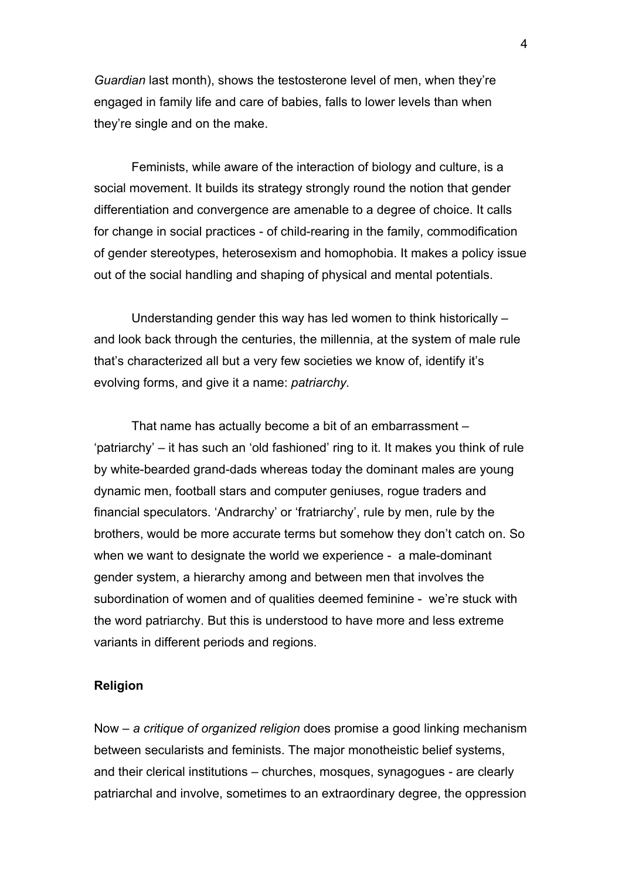*Guardian* last month), shows the testosterone level of men, when they're engaged in family life and care of babies, falls to lower levels than when they're single and on the make.

Feminists, while aware of the interaction of biology and culture, is a social movement. It builds its strategy strongly round the notion that gender differentiation and convergence are amenable to a degree of choice. It calls for change in social practices - of child-rearing in the family, commodification of gender stereotypes, heterosexism and homophobia. It makes a policy issue out of the social handling and shaping of physical and mental potentials.

Understanding gender this way has led women to think historically – and look back through the centuries, the millennia, at the system of male rule that's characterized all but a very few societies we know of, identify it's evolving forms, and give it a name: *patriarchy.*

That name has actually become a bit of an embarrassment – 'patriarchy' – it has such an 'old fashioned' ring to it. It makes you think of rule by white-bearded grand-dads whereas today the dominant males are young dynamic men, football stars and computer geniuses, rogue traders and financial speculators. 'Andrarchy' or 'fratriarchy', rule by men, rule by the brothers, would be more accurate terms but somehow they don't catch on. So when we want to designate the world we experience - a male-dominant gender system, a hierarchy among and between men that involves the subordination of women and of qualities deemed feminine - we're stuck with the word patriarchy. But this is understood to have more and less extreme variants in different periods and regions.

**Religion**

Now – *a critique of organized religion* does promise a good linking mechanism between secularists and feminists. The major monotheistic belief systems, and their clerical institutions – churches, mosques, synagogues - are clearly patriarchal and involve, sometimes to an extraordinary degree, the oppression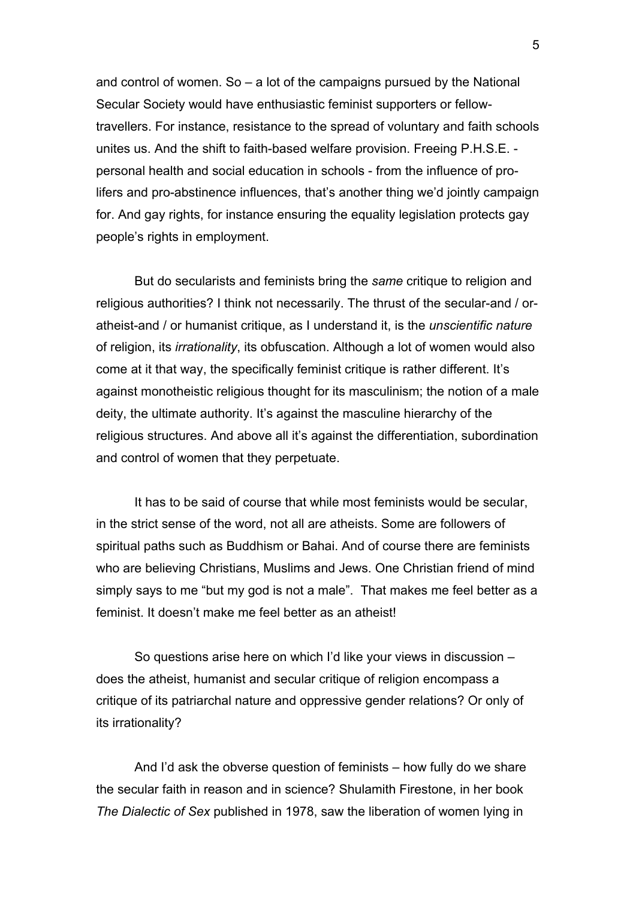and control of women. So – a lot of the campaigns pursued by the National Secular Society would have enthusiastic feminist supporters or fellow-travellers. For instance, resistance to the spread of voluntary and faith schools unites us. And the shift to faith-based welfare provision. Freeing P.H.S.E. - personal health and social education in schools - from the influence of pro-lifers and pro-abstinence influences, that's another thing we'd jointly campaign for. And gay rights, for instance ensuring the equality legislation protects gay people's rights in employment.

But do secularists and feminists bring the *same* critique to religion and religious authorities? I think not necessarily. The thrust of the secular-and / or-atheist-and / or humanist critique, as I understand it, is the *unscientific nature* of religion, its *irrationality*, its obfuscation. Although a lot of women would also come at it that way, the specifically feminist critique is rather different. It's against monotheistic religious thought for its masculinism; the notion of a male deity, the ultimate authority. It's against the masculine hierarchy of the religious structures. And above all it's against the differentiation, subordination and control of women that they perpetuate.

It has to be said of course that while most feminists would be secular, in the strict sense of the word, not all are atheists. Some are followers of spiritual paths such as Buddhism or Bahai. And of course there are feminists who are believing Christians, Muslims and Jews. One Christian friend of mind simply says to me "but my god is not a male". That makes me feel better as a feminist. It doesn't make me feel better as an atheist!

So questions arise here on which I'd like your views in discussion – does the atheist, humanist and secular critique of religion encompass a critique of its patriarchal nature and oppressive gender relations? Or only of its irrationality?

And I'd ask the obverse question of feminists – how fully do we share the secular faith in reason and in science? Shulamith Firestone, in her book *The Dialectic of Sex* published in 1978, saw the liberation of women lying in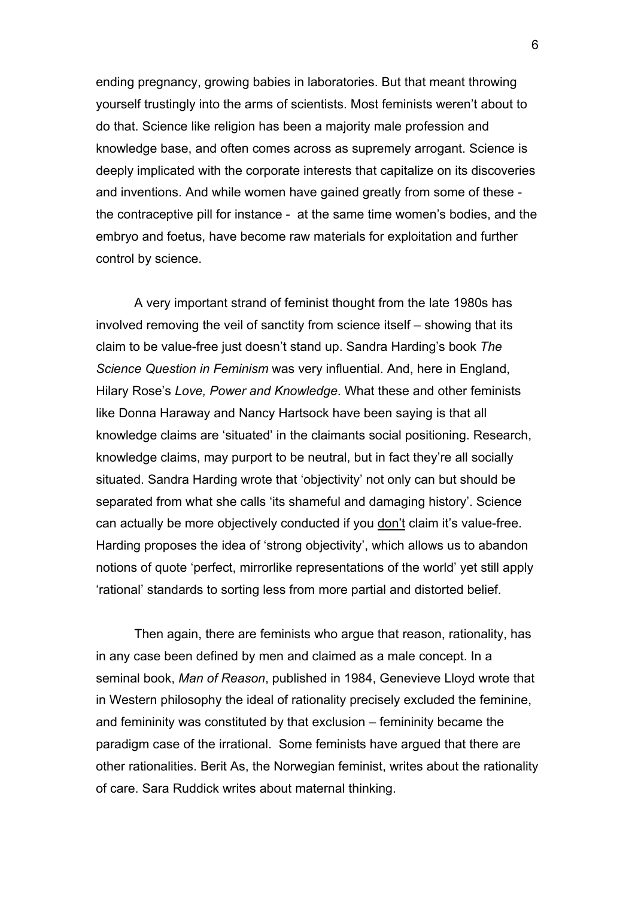ending pregnancy, growing babies in laboratories. But that meant throwing yourself trustingly into the arms of scientists. Most feminists weren't about to do that. Science like religion has been a majority male profession and knowledge base, and often comes across as supremely arrogant. Science is deeply implicated with the corporate interests that capitalize on its discoveries and inventions. And while women have gained greatly from some of these - the contraceptive pill for instance - at the same time women's bodies, and the embryo and foetus, have become raw materials for exploitation and further control by science.

A very important strand of feminist thought from the late 1980s has involved removing the veil of sanctity from science itself – showing that its claim to be value-free just doesn't stand up. Sandra Harding's book *The Science Question in Feminism* was very influential. And, here in England, Hilary Rose's *Love, Power and Knowledge*. What these and other feminists like Donna Haraway and Nancy Hartsock have been saying is that all knowledge claims are 'situated' in the claimants social positioning. Research, knowledge claims, may purport to be neutral, but in fact they're all socially situated. Sandra Harding wrote that 'objectivity' not only can but should be separated from what she calls 'its shameful and damaging history'. Science can actually be more objectively conducted if you <u>don't</u> claim it's value-free. Harding proposes the idea of 'strong objectivity', which allows us to abandon notions of quote 'perfect, mirrorlike representations of the world' yet still apply 'rational' standards to sorting less from more partial and distorted belief.

Then again, there are feminists who argue that reason, rationality, has in any case been defined by men and claimed as a male concept. In a seminal book, *Man of Reason*, published in 1984, Genevieve Lloyd wrote that in Western philosophy the ideal of rationality precisely excluded the feminine, and femininity was constituted by that exclusion – femininity became the paradigm case of the irrational. Some feminists have argued that there are other rationalities. Berit As, the Norwegian feminist, writes about the rationality of care. Sara Ruddick writes about maternal thinking.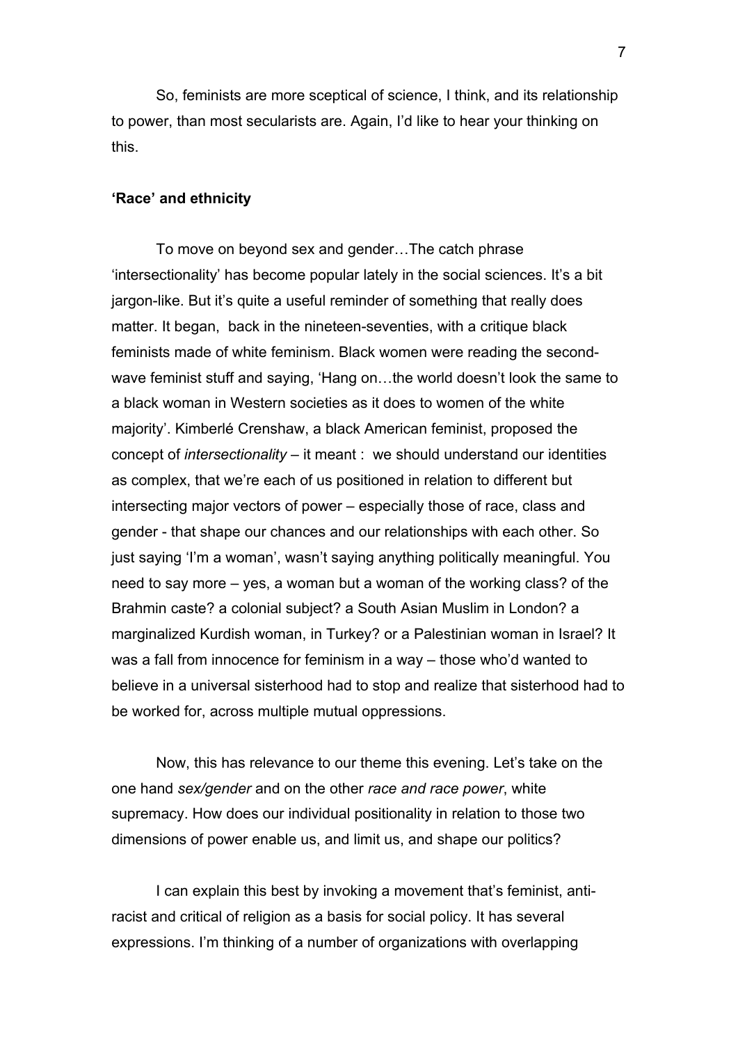So, feminists are more sceptical of science, I think, and its relationship to power, than most secularists are. Again, I'd like to hear your thinking on this.

**'Race' and ethnicity**

To move on beyond sex and gender…The catch phrase 'intersectionality' has become popular lately in the social sciences. It's a bit jargon-like. But it's quite a useful reminder of something that really does matter. It began, back in the nineteen-seventies, with a critique black feminists made of white feminism. Black women were reading the second-wave feminist stuff and saying, 'Hang on…the world doesn't look the same to a black woman in Western societies as it does to women of the white majority'. Kimberlé Crenshaw, a black American feminist, proposed the concept of *intersectionality* – it meant : we should understand our identities as complex, that we're each of us positioned in relation to different but intersecting major vectors of power – especially those of race, class and gender - that shape our chances and our relationships with each other. So just saying 'I'm a woman', wasn't saying anything politically meaningful. You need to say more – yes, a woman but a woman of the working class? of the Brahmin caste? a colonial subject? a South Asian Muslim in London? a marginalized Kurdish woman, in Turkey? or a Palestinian woman in Israel? It was a fall from innocence for feminism in a way – those who'd wanted to believe in a universal sisterhood had to stop and realize that sisterhood had to be worked for, across multiple mutual oppressions.

Now, this has relevance to our theme this evening. Let's take on the one hand *sex/gender* and on the other *race and race power*, white supremacy. How does our individual positionality in relation to those two dimensions of power enable us, and limit us, and shape our politics?

I can explain this best by invoking a movement that's feminist, anti-racist and critical of religion as a basis for social policy. It has several expressions. I'm thinking of a number of organizations with overlapping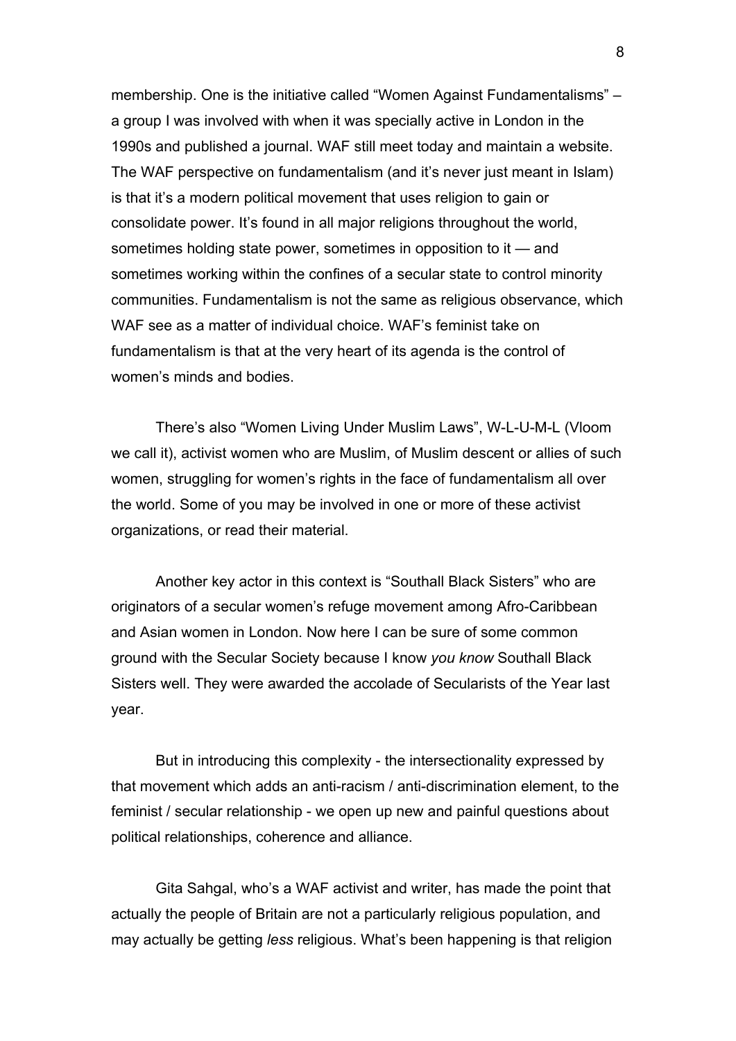membership. One is the initiative called "Women Against Fundamentalisms" – a group I was involved with when it was specially active in London in the 1990s and published a journal. WAF still meet today and maintain a website. The WAF perspective on fundamentalism (and it's never just meant in Islam) is that it's a modern political movement that uses religion to gain or consolidate power. It's found in all major religions throughout the world, sometimes holding state power, sometimes in opposition to it — and sometimes working within the confines of a secular state to control minority communities. Fundamentalism is not the same as religious observance, which WAF see as a matter of individual choice. WAF's feminist take on fundamentalism is that at the very heart of its agenda is the control of women's minds and bodies.

There's also "Women Living Under Muslim Laws", W-L-U-M-L (Vloom we call it), activist women who are Muslim, of Muslim descent or allies of such women, struggling for women's rights in the face of fundamentalism all over the world. Some of you may be involved in one or more of these activist organizations, or read their material.

Another key actor in this context is "Southall Black Sisters" who are originators of a secular women's refuge movement among Afro-Caribbean and Asian women in London. Now here I can be sure of some common ground with the Secular Society because I know *you know* Southall Black Sisters well. They were awarded the accolade of Secularists of the Year last year.

But in introducing this complexity - the intersectionality expressed by that movement which adds an anti-racism / anti-discrimination element, to the feminist / secular relationship - we open up new and painful questions about political relationships, coherence and alliance.

Gita Sahgal, who's a WAF activist and writer, has made the point that actually the people of Britain are not a particularly religious population, and may actually be getting *less* religious. What's been happening is that religion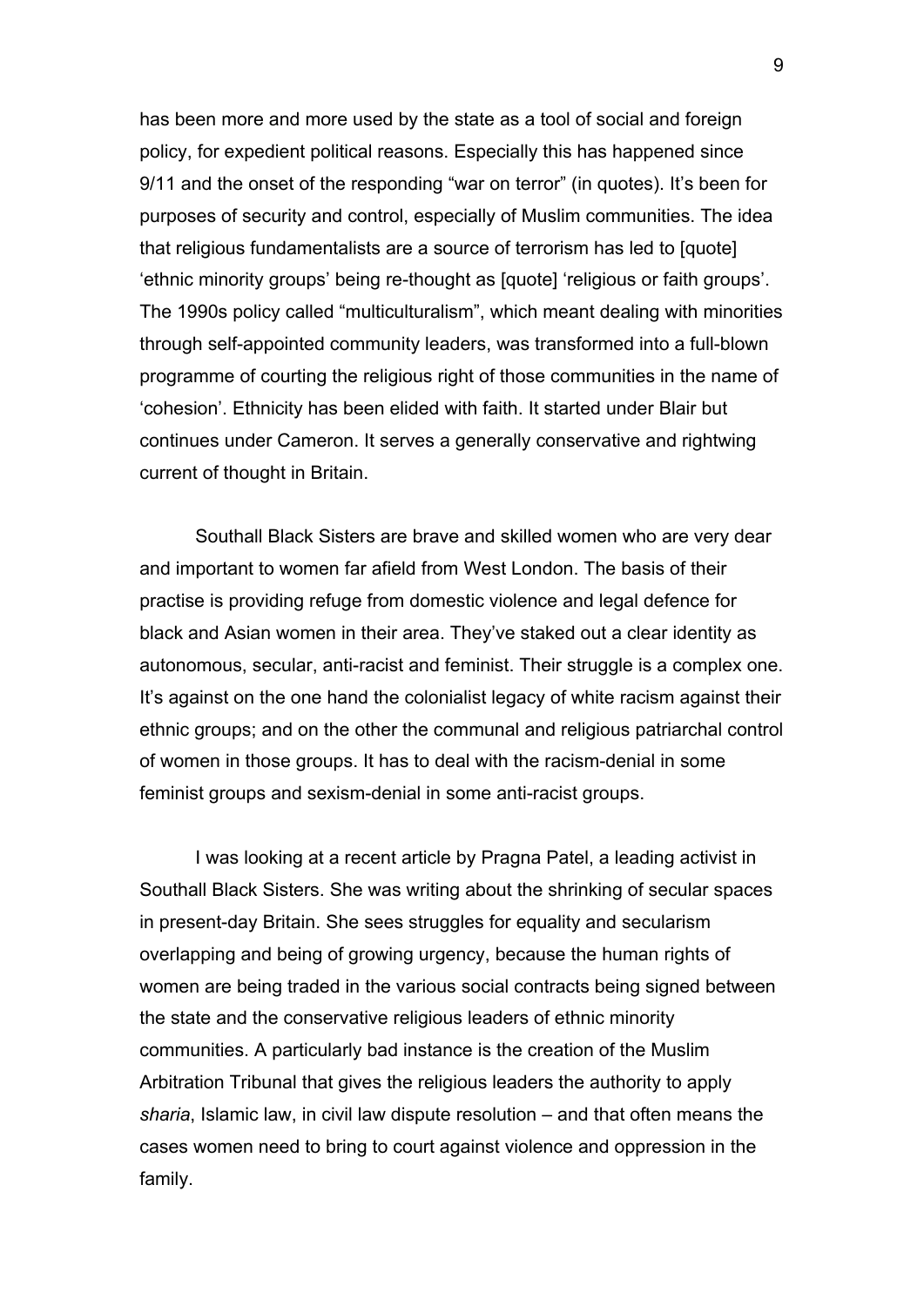has been more and more used by the state as a tool of social and foreign policy, for expedient political reasons. Especially this has happened since 9/11 and the onset of the responding "war on terror" (in quotes). It's been for purposes of security and control, especially of Muslim communities. The idea that religious fundamentalists are a source of terrorism has led to [quote] 'ethnic minority groups' being re-thought as [quote] 'religious or faith groups'. The 1990s policy called "multiculturalism", which meant dealing with minorities through self-appointed community leaders, was transformed into a full-blown programme of courting the religious right of those communities in the name of 'cohesion'. Ethnicity has been elided with faith. It started under Blair but continues under Cameron. It serves a generally conservative and rightwing current of thought in Britain.

Southall Black Sisters are brave and skilled women who are very dear and important to women far afield from West London. The basis of their practise is providing refuge from domestic violence and legal defence for black and Asian women in their area. They've staked out a clear identity as autonomous, secular, anti-racist and feminist. Their struggle is a complex one. It's against on the one hand the colonialist legacy of white racism against their ethnic groups; and on the other the communal and religious patriarchal control of women in those groups. It has to deal with the racism-denial in some feminist groups and sexism-denial in some anti-racist groups.

I was looking at a recent article by Pragna Patel, a leading activist in Southall Black Sisters. She was writing about the shrinking of secular spaces in present-day Britain. She sees struggles for equality and secularism overlapping and being of growing urgency, because the human rights of women are being traded in the various social contracts being signed between the state and the conservative religious leaders of ethnic minority communities. A particularly bad instance is the creation of the Muslim Arbitration Tribunal that gives the religious leaders the authority to apply *sharia*, Islamic law, in civil law dispute resolution – and that often means the cases women need to bring to court against violence and oppression in the family.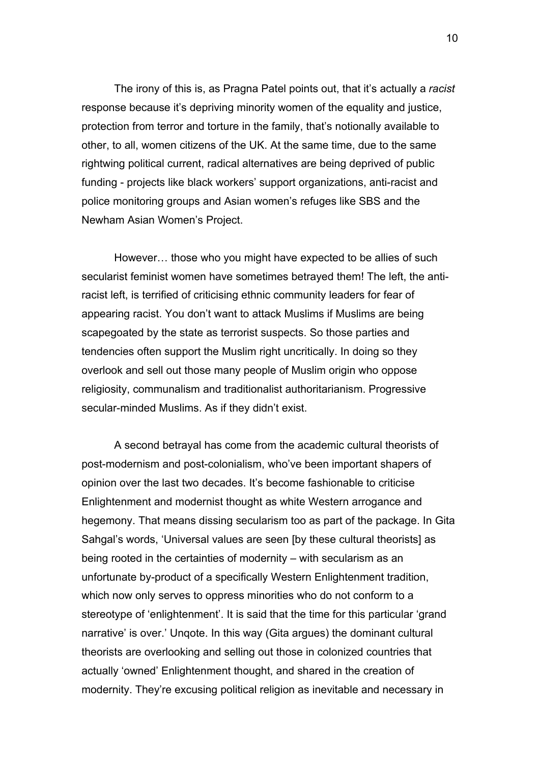The irony of this is, as Pragna Patel points out, that it's actually a *racist* response because it's depriving minority women of the equality and justice, protection from terror and torture in the family, that's notionally available to other, to all, women citizens of the UK. At the same time, due to the same rightwing political current, radical alternatives are being deprived of public funding - projects like black workers' support organizations, anti-racist and police monitoring groups and Asian women's refuges like SBS and the Newham Asian Women's Project.

However… those who you might have expected to be allies of such secularist feminist women have sometimes betrayed them! The left, the anti-racist left, is terrified of criticising ethnic community leaders for fear of appearing racist. You don't want to attack Muslims if Muslims are being scapegoated by the state as terrorist suspects. So those parties and tendencies often support the Muslim right uncritically. In doing so they overlook and sell out those many people of Muslim origin who oppose religiosity, communalism and traditionalist authoritarianism. Progressive secular-minded Muslims. As if they didn't exist.

A second betrayal has come from the academic cultural theorists of post-modernism and post-colonialism, who've been important shapers of opinion over the last two decades. It's become fashionable to criticise Enlightenment and modernist thought as white Western arrogance and hegemony. That means dissing secularism too as part of the package. In Gita Sahgal's words, 'Universal values are seen [by these cultural theorists] as being rooted in the certainties of modernity – with secularism as an unfortunate by-product of a specifically Western Enlightenment tradition, which now only serves to oppress minorities who do not conform to a stereotype of 'enlightenment'. It is said that the time for this particular 'grand narrative' is over.' Unqote. In this way (Gita argues) the dominant cultural theorists are overlooking and selling out those in colonized countries that actually 'owned' Enlightenment thought, and shared in the creation of modernity. They're excusing political religion as inevitable and necessary in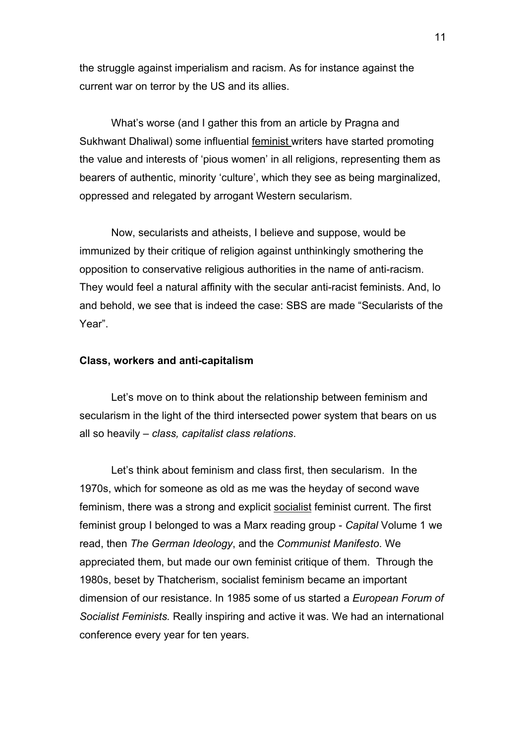the struggle against imperialism and racism. As for instance against the current war on terror by the US and its allies.

What's worse (and I gather this from an article by Pragna and Sukhwant Dhaliwal) some influential <u>feminist</u> writers have started promoting the value and interests of 'pious women' in all religions, representing them as bearers of authentic, minority 'culture', which they see as being marginalized, oppressed and relegated by arrogant Western secularism.

Now, secularists and atheists, I believe and suppose, would be immunized by their critique of religion against unthinkingly smothering the opposition to conservative religious authorities in the name of anti-racism. They would feel a natural affinity with the secular anti-racist feminists. And, lo and behold, we see that is indeed the case: SBS are made "Secularists of the Year".

**Class, workers and anti-capitalism**

Let's move on to think about the relationship between feminism and secularism in the light of the third intersected power system that bears on us all so heavily – *class, capitalist class relations*.

Let's think about feminism and class first, then secularism. In the 1970s, which for someone as old as me was the heyday of second wave feminism, there was a strong and explicit <u>socialist</u> feminist current. The first feminist group I belonged to was a Marx reading group - *Capital* Volume 1 we read, then *The German Ideology*, and the *Communist Manifesto*. We appreciated them, but made our own feminist critique of them. Through the 1980s, beset by Thatcherism, socialist feminism became an important dimension of our resistance. In 1985 some of us started a *European Forum of Socialist Feminists.* Really inspiring and active it was. We had an international conference every year for ten years.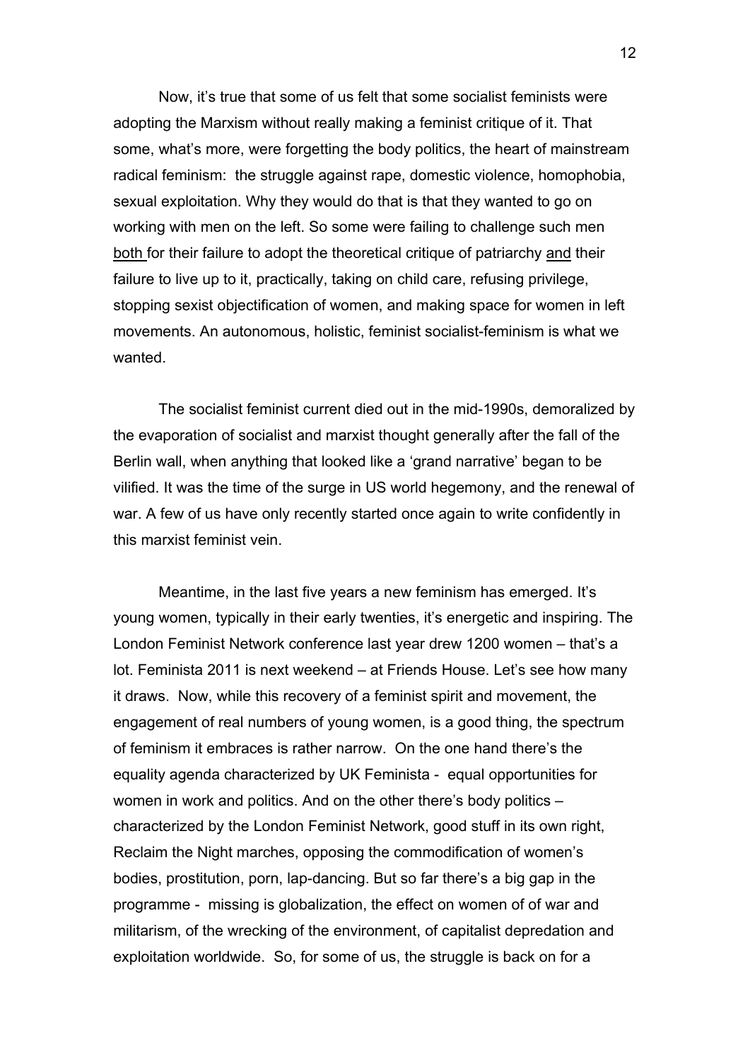Now, it's true that some of us felt that some socialist feminists were adopting the Marxism without really making a feminist critique of it. That some, what's more, were forgetting the body politics, the heart of mainstream radical feminism: the struggle against rape, domestic violence, homophobia, sexual exploitation. Why they would do that is that they wanted to go on working with men on the left. So some were failing to challenge such men <u>both</u> for their failure to adopt the theoretical critique of patriarchy <u>and</u> their failure to live up to it, practically, taking on child care, refusing privilege, stopping sexist objectification of women, and making space for women in left movements. An autonomous, holistic, feminist socialist-feminism is what we wanted.

The socialist feminist current died out in the mid-1990s, demoralized by the evaporation of socialist and marxist thought generally after the fall of the Berlin wall, when anything that looked like a 'grand narrative' began to be vilified. It was the time of the surge in US world hegemony, and the renewal of war. A few of us have only recently started once again to write confidently in this marxist feminist vein.

Meantime, in the last five years a new feminism has emerged. It's young women, typically in their early twenties, it's energetic and inspiring. The London Feminist Network conference last year drew 1200 women – that's a lot. Feminista 2011 is next weekend – at Friends House. Let's see how many it draws. Now, while this recovery of a feminist spirit and movement, the engagement of real numbers of young women, is a good thing, the spectrum of feminism it embraces is rather narrow. On the one hand there's the equality agenda characterized by UK Feminista - equal opportunities for women in work and politics. And on the other there's body politics – characterized by the London Feminist Network, good stuff in its own right, Reclaim the Night marches, opposing the commodification of women's bodies, prostitution, porn, lap-dancing. But so far there's a big gap in the programme - missing is globalization, the effect on women of of war and militarism, of the wrecking of the environment, of capitalist depredation and exploitation worldwide. So, for some of us, the struggle is back on for a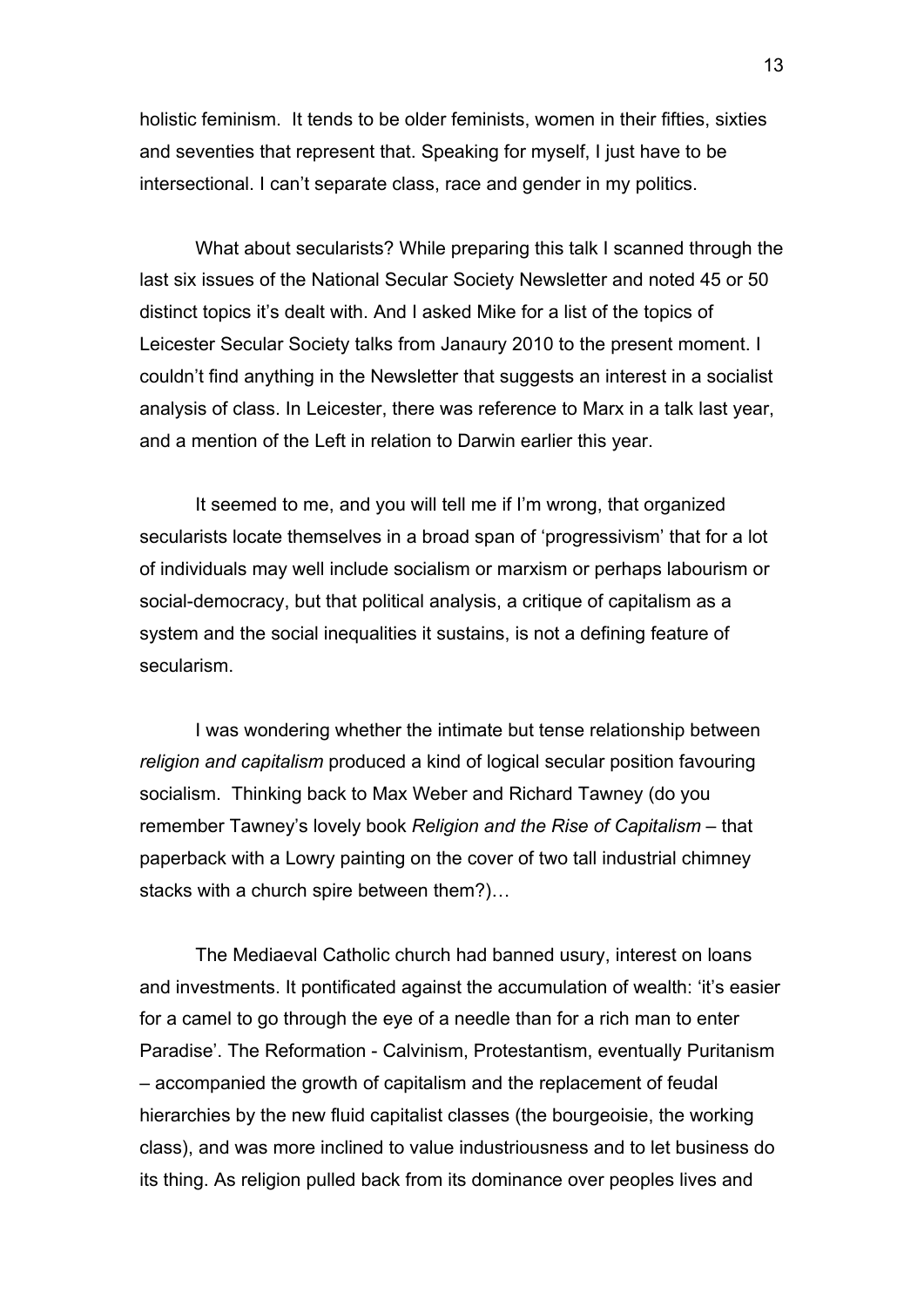holistic feminism. It tends to be older feminists, women in their fifties, sixties and seventies that represent that. Speaking for myself, I just have to be intersectional. I can't separate class, race and gender in my politics.

What about secularists? While preparing this talk I scanned through the last six issues of the National Secular Society Newsletter and noted 45 or 50 distinct topics it's dealt with. And I asked Mike for a list of the topics of Leicester Secular Society talks from Janaury 2010 to the present moment. I couldn't find anything in the Newsletter that suggests an interest in a socialist analysis of class. In Leicester, there was reference to Marx in a talk last year, and a mention of the Left in relation to Darwin earlier this year.

It seemed to me, and you will tell me if I'm wrong, that organized secularists locate themselves in a broad span of 'progressivism' that for a lot of individuals may well include socialism or marxism or perhaps labourism or social-democracy, but that political analysis, a critique of capitalism as a system and the social inequalities it sustains, is not a defining feature of secularism.

I was wondering whether the intimate but tense relationship between *religion and capitalism* produced a kind of logical secular position favouring socialism. Thinking back to Max Weber and Richard Tawney (do you remember Tawney's lovely book *Religion and the Rise of Capitalism* – that paperback with a Lowry painting on the cover of two tall industrial chimney stacks with a church spire between them?)…

The Mediaeval Catholic church had banned usury, interest on loans and investments. It pontificated against the accumulation of wealth: 'it's easier for a camel to go through the eye of a needle than for a rich man to enter Paradise'. The Reformation - Calvinism, Protestantism, eventually Puritanism – accompanied the growth of capitalism and the replacement of feudal hierarchies by the new fluid capitalist classes (the bourgeoisie, the working class), and was more inclined to value industriousness and to let business do its thing. As religion pulled back from its dominance over peoples lives and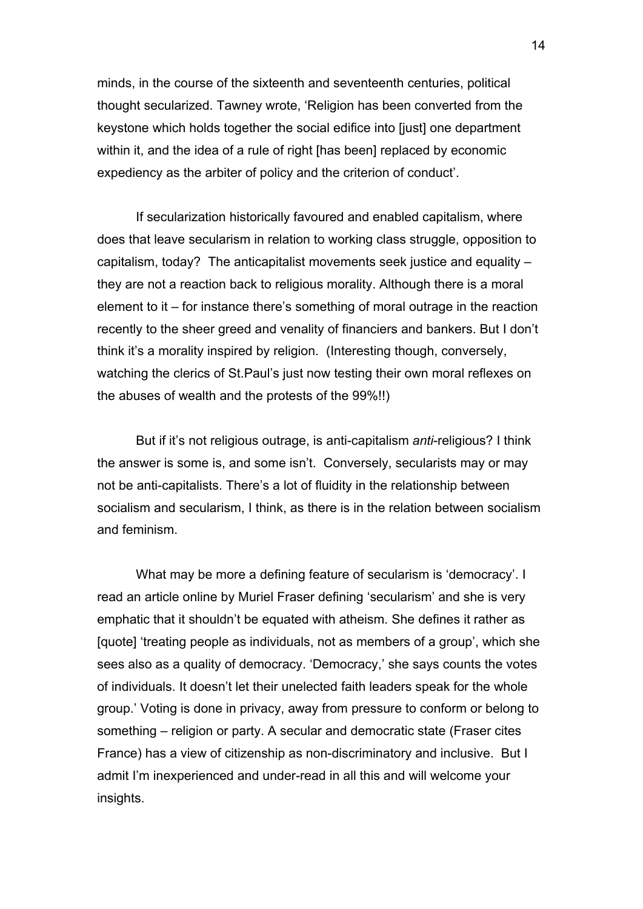minds, in the course of the sixteenth and seventeenth centuries, political thought secularized. Tawney wrote, 'Religion has been converted from the keystone which holds together the social edifice into [just] one department within it, and the idea of a rule of right [has been] replaced by economic expediency as the arbiter of policy and the criterion of conduct'.

If secularization historically favoured and enabled capitalism, where does that leave secularism in relation to working class struggle, opposition to capitalism, today? The anticapitalist movements seek justice and equality – they are not a reaction back to religious morality. Although there is a moral element to it – for instance there's something of moral outrage in the reaction recently to the sheer greed and venality of financiers and bankers. But I don't think it's a morality inspired by religion. (Interesting though, conversely, watching the clerics of St.Paul's just now testing their own moral reflexes on the abuses of wealth and the protests of the 99%!!)

But if it's not religious outrage, is anti-capitalism *anti*-religious? I think the answer is some is, and some isn't. Conversely, secularists may or may not be anti-capitalists. There's a lot of fluidity in the relationship between socialism and secularism, I think, as there is in the relation between socialism and feminism.

What may be more a defining feature of secularism is 'democracy'. I read an article online by Muriel Fraser defining 'secularism' and she is very emphatic that it shouldn't be equated with atheism. She defines it rather as [quote] 'treating people as individuals, not as members of a group', which she sees also as a quality of democracy. 'Democracy,' she says counts the votes of individuals. It doesn't let their unelected faith leaders speak for the whole group.' Voting is done in privacy, away from pressure to conform or belong to something – religion or party. A secular and democratic state (Fraser cites France) has a view of citizenship as non-discriminatory and inclusive. But I admit I'm inexperienced and under-read in all this and will welcome your insights.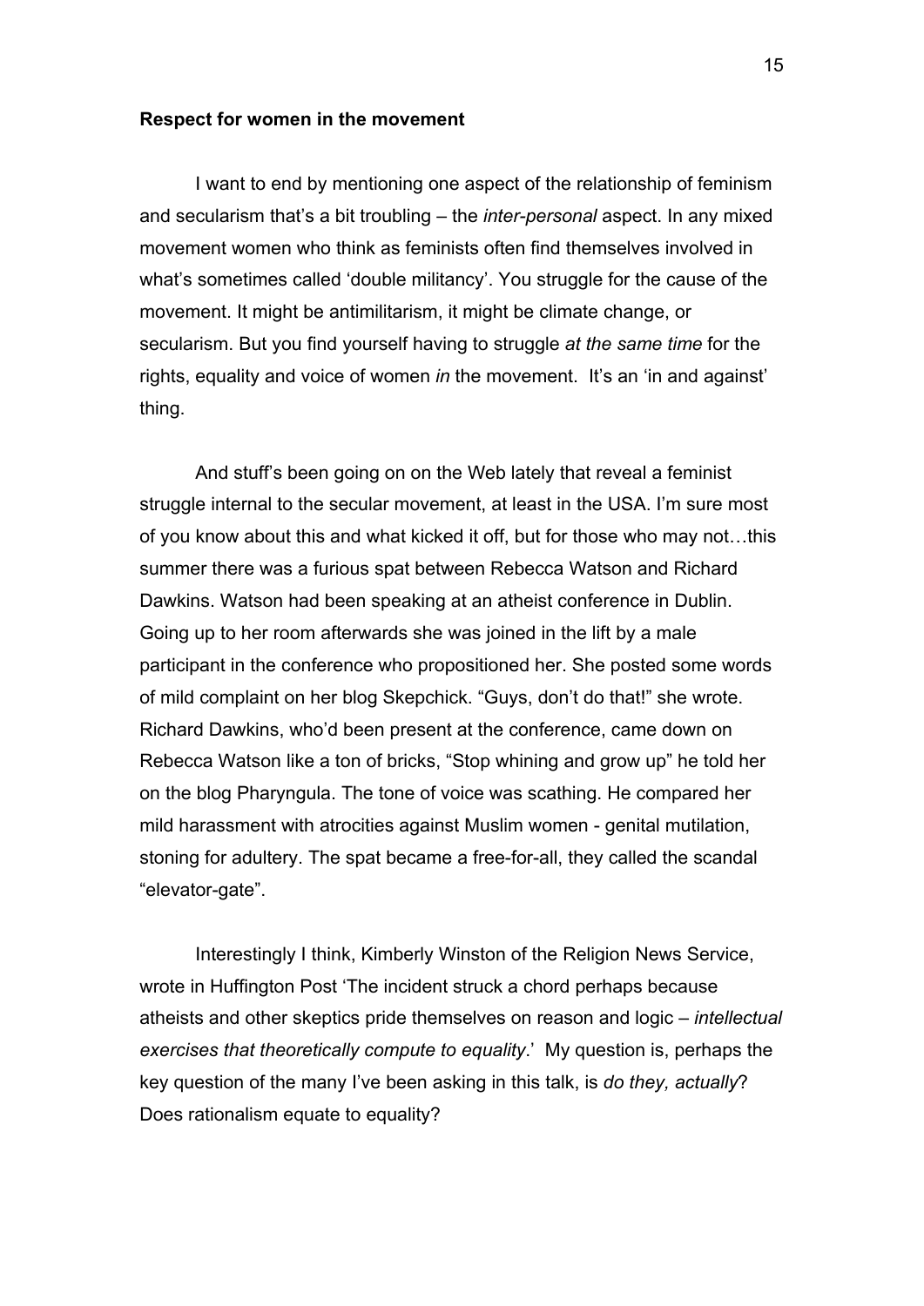**Respect for women in the movement**

I want to end by mentioning one aspect of the relationship of feminism and secularism that's a bit troubling – the *inter-personal* aspect. In any mixed movement women who think as feminists often find themselves involved in what's sometimes called 'double militancy'. You struggle for the cause of the movement. It might be antimilitarism, it might be climate change, or secularism. But you find yourself having to struggle *at the same time* for the rights, equality and voice of women *in* the movement. It's an 'in and against' thing.

And stuff's been going on on the Web lately that reveal a feminist struggle internal to the secular movement, at least in the USA. I'm sure most of you know about this and what kicked it off, but for those who may not…this summer there was a furious spat between Rebecca Watson and Richard Dawkins. Watson had been speaking at an atheist conference in Dublin. Going up to her room afterwards she was joined in the lift by a male participant in the conference who propositioned her. She posted some words of mild complaint on her blog Skepchick. "Guys, don't do that!" she wrote. Richard Dawkins, who'd been present at the conference, came down on Rebecca Watson like a ton of bricks, "Stop whining and grow up" he told her on the blog Pharyngula. The tone of voice was scathing. He compared her mild harassment with atrocities against Muslim women - genital mutilation, stoning for adultery. The spat became a free-for-all, they called the scandal "elevator-gate".

Interestingly I think, Kimberly Winston of the Religion News Service, wrote in Huffington Post 'The incident struck a chord perhaps because atheists and other skeptics pride themselves on reason and logic – *intellectual exercises that theoretically compute to equality*.' My question is, perhaps the key question of the many I've been asking in this talk, is *do they, actually*? Does rationalism equate to equality?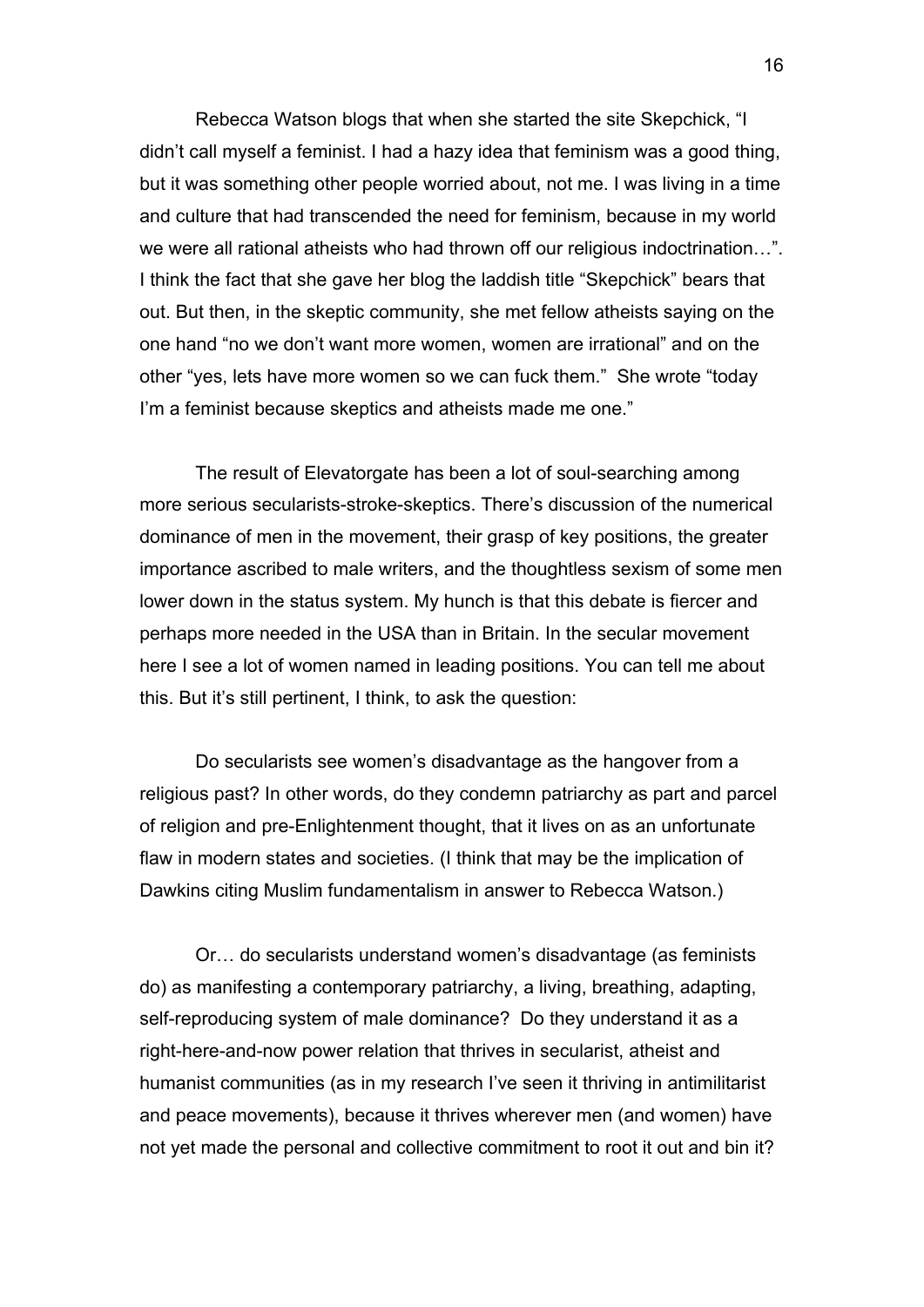Rebecca Watson blogs that when she started the site Skepchick, "I didn't call myself a feminist. I had a hazy idea that feminism was a good thing, but it was something other people worried about, not me. I was living in a time and culture that had transcended the need for feminism, because in my world we were all rational atheists who had thrown off our religious indoctrination…". I think the fact that she gave her blog the laddish title "Skepchick" bears that out. But then, in the skeptic community, she met fellow atheists saying on the one hand "no we don't want more women, women are irrational" and on the other "yes, lets have more women so we can fuck them." She wrote "today I'm a feminist because skeptics and atheists made me one."

The result of Elevatorgate has been a lot of soul-searching among more serious secularists-stroke-skeptics. There's discussion of the numerical dominance of men in the movement, their grasp of key positions, the greater importance ascribed to male writers, and the thoughtless sexism of some men lower down in the status system. My hunch is that this debate is fiercer and perhaps more needed in the USA than in Britain. In the secular movement here I see a lot of women named in leading positions. You can tell me about this. But it's still pertinent, I think, to ask the question:

Do secularists see women's disadvantage as the hangover from a religious past? In other words, do they condemn patriarchy as part and parcel of religion and pre-Enlightenment thought, that it lives on as an unfortunate flaw in modern states and societies. (I think that may be the implication of Dawkins citing Muslim fundamentalism in answer to Rebecca Watson.)

Or… do secularists understand women's disadvantage (as feminists do) as manifesting a contemporary patriarchy, a living, breathing, adapting, self-reproducing system of male dominance? Do they understand it as a right-here-and-now power relation that thrives in secularist, atheist and humanist communities (as in my research I've seen it thriving in antimilitarist and peace movements), because it thrives wherever men (and women) have not yet made the personal and collective commitment to root it out and bin it?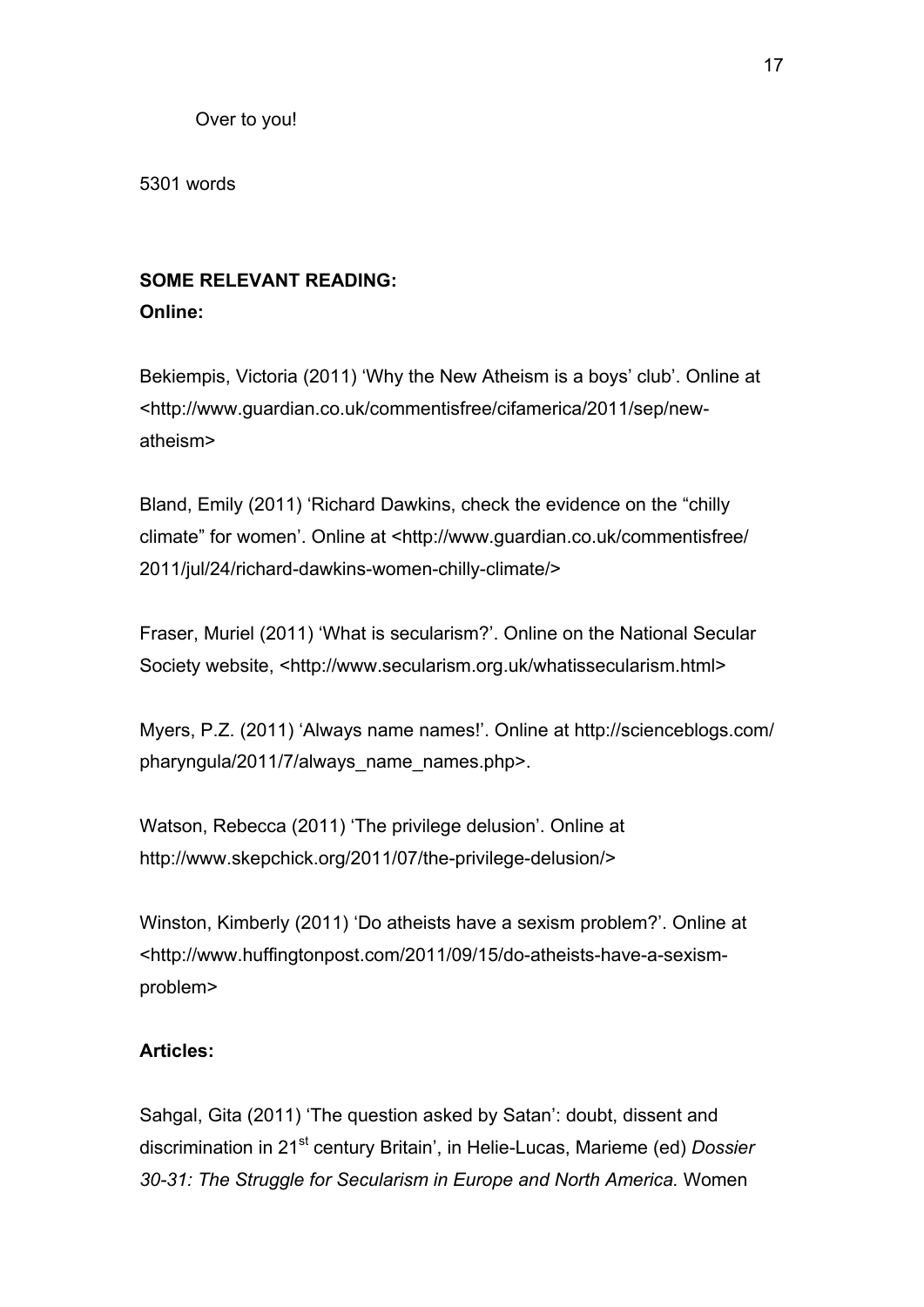Over to you!

5301 words

**SOME RELEVANT READING:**

**Online:**

Bekiempis, Victoria (2011) 'Why the New Atheism is a boys' club'. Online at <http://www.guardian.co.uk/commentisfree/cifamerica/2011/sep/new-atheism>

Bland, Emily (2011) 'Richard Dawkins, check the evidence on the "chilly climate" for women'. Online at <http://www.guardian.co.uk/commentisfree/2011/jul/24/richard-dawkins-women-chilly-climate/>

Fraser, Muriel (2011) 'What is secularism?'. Online on the National Secular Society website, <http://www.secularism.org.uk/whatissecularism.html>

Myers, P.Z. (2011) 'Always name names!'. Online at http://scienceblogs.com/pharyngula/2011/7/always_name_names.php>.

Watson, Rebecca (2011) 'The privilege delusion'. Online at http://www.skepchick.org/2011/07/the-privilege-delusion/>

Winston, Kimberly (2011) 'Do atheists have a sexism problem?'. Online at <http://www.huffingtonpost.com/2011/09/15/do-atheists-have-a-sexism-problem>

**Articles:**

Sahgal, Gita (2011) 'The question asked by Satan': doubt, dissent and discrimination in 21st century Britain', in Helie-Lucas, Marieme (ed) *Dossier 30-31: The Struggle for Secularism in Europe and North America.* Women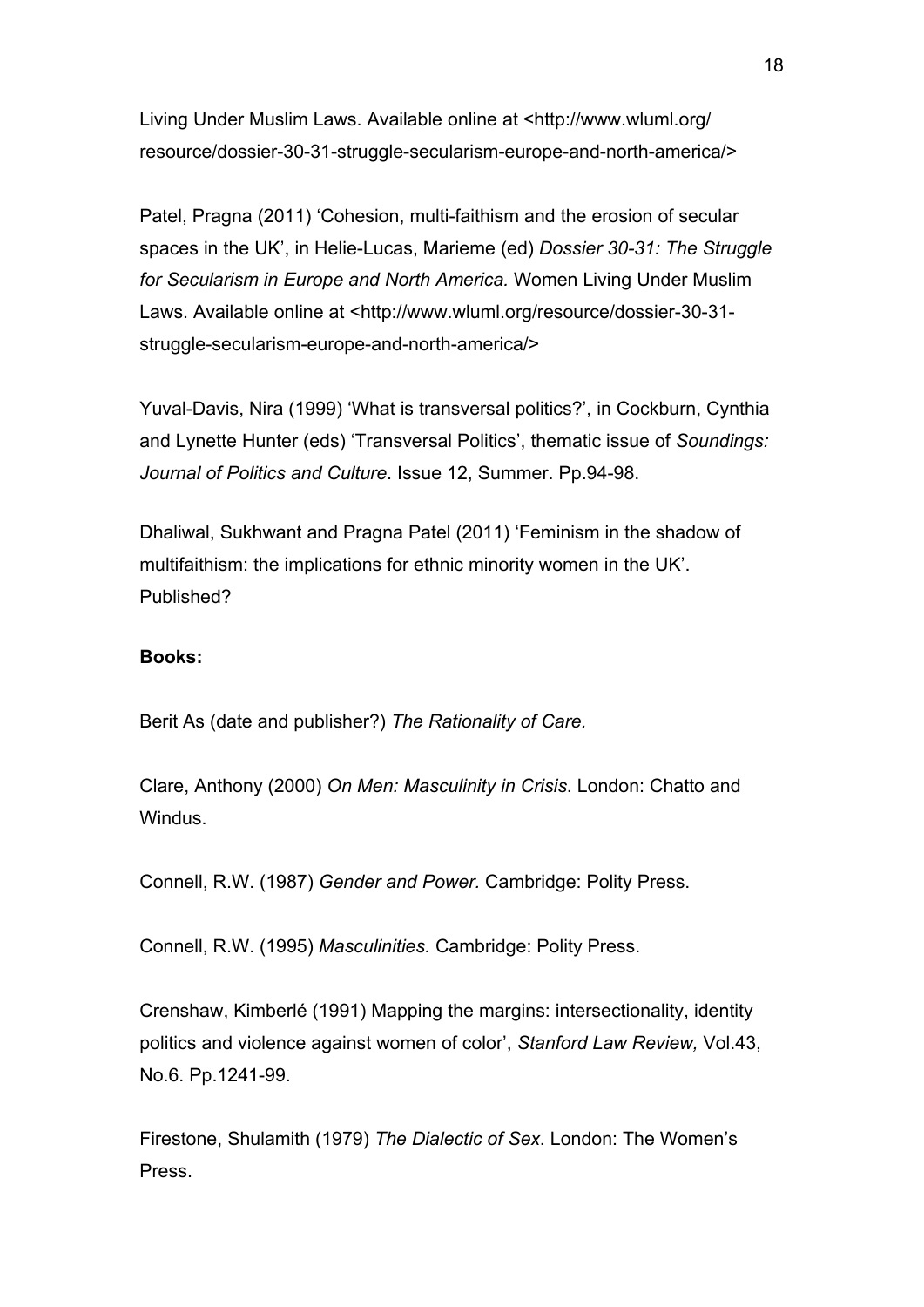Living Under Muslim Laws. Available online at <http://www.wluml.org/resource/dossier-30-31-struggle-secularism-europe-and-north-america/>

Patel, Pragna (2011) 'Cohesion, multi-faithism and the erosion of secular spaces in the UK', in Helie-Lucas, Marieme (ed) *Dossier 30-31: The Struggle for Secularism in Europe and North America.* Women Living Under Muslim Laws. Available online at <http://www.wluml.org/resource/dossier-30-31-struggle-secularism-europe-and-north-america/>

Yuval-Davis, Nira (1999) 'What is transversal politics?', in Cockburn, Cynthia and Lynette Hunter (eds) 'Transversal Politics', thematic issue of *Soundings: Journal of Politics and Culture*. Issue 12, Summer. Pp.94-98.

Dhaliwal, Sukhwant and Pragna Patel (2011) 'Feminism in the shadow of multifaithism: the implications for ethnic minority women in the UK'. Published?

**Books:**

Berit As (date and publisher?) *The Rationality of Care.*

Clare, Anthony (2000) *On Men: Masculinity in Crisis*. London: Chatto and Windus.

Connell, R.W. (1987) *Gender and Power.* Cambridge: Polity Press.

Connell, R.W. (1995) *Masculinities.* Cambridge: Polity Press.

Crenshaw, Kimberlé (1991) Mapping the margins: intersectionality, identity politics and violence against women of color', *Stanford Law Review,* Vol.43, No.6. Pp.1241-99.

Firestone, Shulamith (1979) *The Dialectic of Sex*. London: The Women's Press.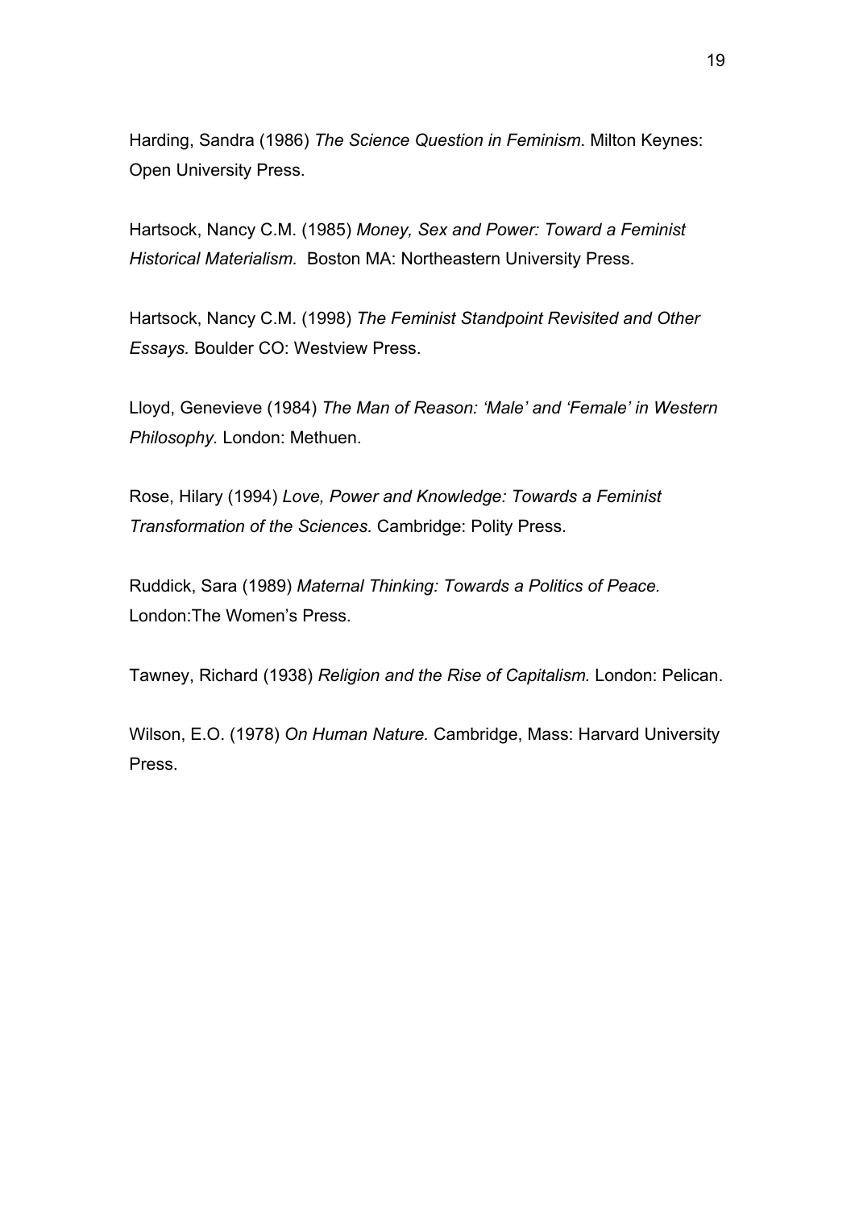Harding, Sandra (1986) *The Science Question in Feminism*. Milton Keynes: Open University Press.

Hartsock, Nancy C.M. (1985) *Money, Sex and Power: Toward a Feminist Historical Materialism.* Boston MA: Northeastern University Press.

Hartsock, Nancy C.M. (1998) *The Feminist Standpoint Revisited and Other Essays.* Boulder CO: Westview Press.

Lloyd, Genevieve (1984) *The Man of Reason: 'Male' and 'Female' in Western Philosophy.* London: Methuen.

Rose, Hilary (1994) *Love, Power and Knowledge: Towards a Feminist Transformation of the Sciences.* Cambridge: Polity Press.

Ruddick, Sara (1989) *Maternal Thinking: Towards a Politics of Peace.* London:The Women's Press.

Tawney, Richard (1938) *Religion and the Rise of Capitalism.* London: Pelican.

Wilson, E.O. (1978) *On Human Nature.* Cambridge, Mass: Harvard University Press.